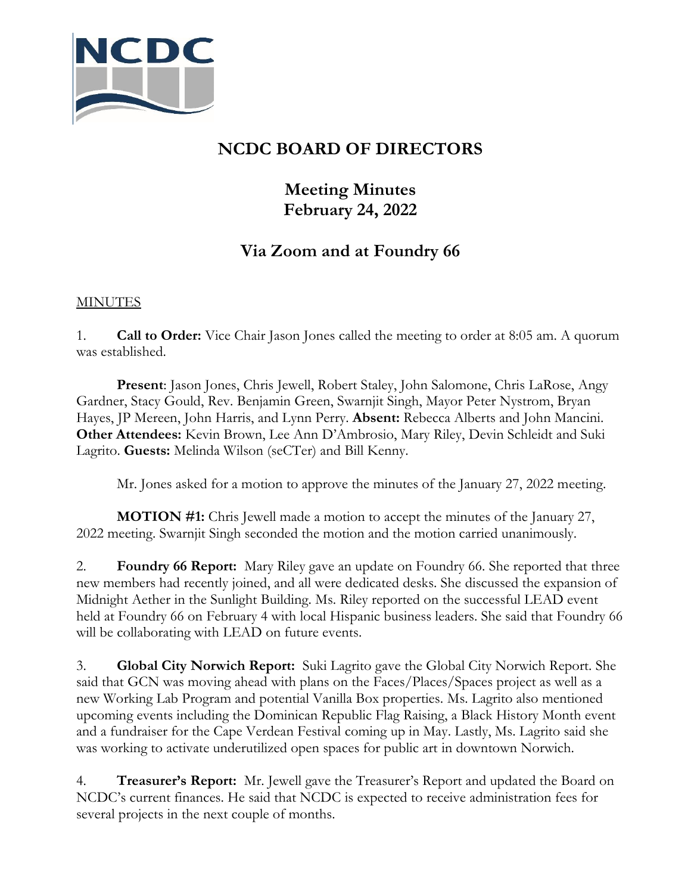# NCDC BOARD OF DIRECTORS

## Meeting Minutes
## February 24, 2022

## Via Zoom and at Foundry 66

MINUTES

1. **Call to Order:** Vice Chair Jason Jones called the meeting to order at 8:05 am. A quorum was established.

**Present**: Jason Jones, Chris Jewell, Robert Staley, John Salomone, Chris LaRose, Angy Gardner, Stacy Gould, Rev. Benjamin Green, Swarnjit Singh, Mayor Peter Nystrom, Bryan Hayes, JP Mereen, John Harris, and Lynn Perry. **Absent:** Rebecca Alberts and John Mancini. **Other Attendees:** Kevin Brown, Lee Ann D'Ambrosio, Mary Riley, Devin Schleidt and Suki Lagrito. **Guests:** Melinda Wilson (seCTer) and Bill Kenny.

Mr. Jones asked for a motion to approve the minutes of the January 27, 2022 meeting.

**MOTION #1:** Chris Jewell made a motion to accept the minutes of the January 27, 2022 meeting. Swarnjit Singh seconded the motion and the motion carried unanimously.

2. **Foundry 66 Report:** Mary Riley gave an update on Foundry 66. She reported that three new members had recently joined, and all were dedicated desks. She discussed the expansion of Midnight Aether in the Sunlight Building. Ms. Riley reported on the successful LEAD event held at Foundry 66 on February 4 with local Hispanic business leaders. She said that Foundry 66 will be collaborating with LEAD on future events.

3. **Global City Norwich Report:** Suki Lagrito gave the Global City Norwich Report. She said that GCN was moving ahead with plans on the Faces/Places/Spaces project as well as a new Working Lab Program and potential Vanilla Box properties. Ms. Lagrito also mentioned upcoming events including the Dominican Republic Flag Raising, a Black History Month event and a fundraiser for the Cape Verdean Festival coming up in May. Lastly, Ms. Lagrito said she was working to activate underutilized open spaces for public art in downtown Norwich.

4. **Treasurer's Report:** Mr. Jewell gave the Treasurer's Report and updated the Board on NCDC's current finances. He said that NCDC is expected to receive administration fees for several projects in the next couple of months.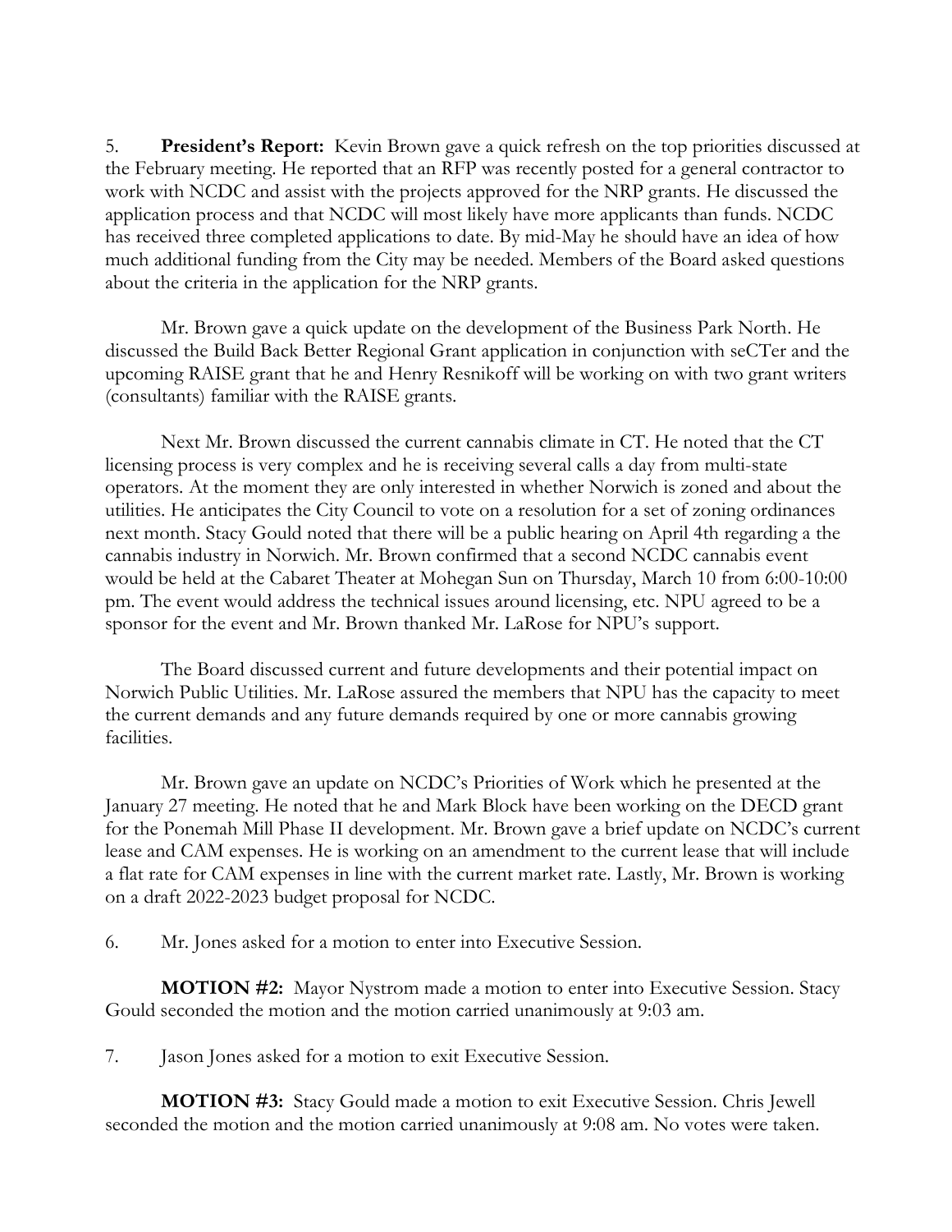5. **President's Report:** Kevin Brown gave a quick refresh on the top priorities discussed at the February meeting. He reported that an RFP was recently posted for a general contractor to work with NCDC and assist with the projects approved for the NRP grants. He discussed the application process and that NCDC will most likely have more applicants than funds. NCDC has received three completed applications to date. By mid-May he should have an idea of how much additional funding from the City may be needed. Members of the Board asked questions about the criteria in the application for the NRP grants.

Mr. Brown gave a quick update on the development of the Business Park North. He discussed the Build Back Better Regional Grant application in conjunction with seCTer and the upcoming RAISE grant that he and Henry Resnikoff will be working on with two grant writers (consultants) familiar with the RAISE grants.

Next Mr. Brown discussed the current cannabis climate in CT. He noted that the CT licensing process is very complex and he is receiving several calls a day from multi-state operators. At the moment they are only interested in whether Norwich is zoned and about the utilities. He anticipates the City Council to vote on a resolution for a set of zoning ordinances next month. Stacy Gould noted that there will be a public hearing on April 4th regarding a the cannabis industry in Norwich. Mr. Brown confirmed that a second NCDC cannabis event would be held at the Cabaret Theater at Mohegan Sun on Thursday, March 10 from 6:00-10:00 pm. The event would address the technical issues around licensing, etc. NPU agreed to be a sponsor for the event and Mr. Brown thanked Mr. LaRose for NPU's support.

The Board discussed current and future developments and their potential impact on Norwich Public Utilities. Mr. LaRose assured the members that NPU has the capacity to meet the current demands and any future demands required by one or more cannabis growing facilities.

Mr. Brown gave an update on NCDC's Priorities of Work which he presented at the January 27 meeting. He noted that he and Mark Block have been working on the DECD grant for the Ponemah Mill Phase II development. Mr. Brown gave a brief update on NCDC's current lease and CAM expenses. He is working on an amendment to the current lease that will include a flat rate for CAM expenses in line with the current market rate. Lastly, Mr. Brown is working on a draft 2022-2023 budget proposal for NCDC.

6. Mr. Jones asked for a motion to enter into Executive Session.

**MOTION #2:** Mayor Nystrom made a motion to enter into Executive Session. Stacy Gould seconded the motion and the motion carried unanimously at 9:03 am.

7. Jason Jones asked for a motion to exit Executive Session.

**MOTION #3:** Stacy Gould made a motion to exit Executive Session. Chris Jewell seconded the motion and the motion carried unanimously at 9:08 am. No votes were taken.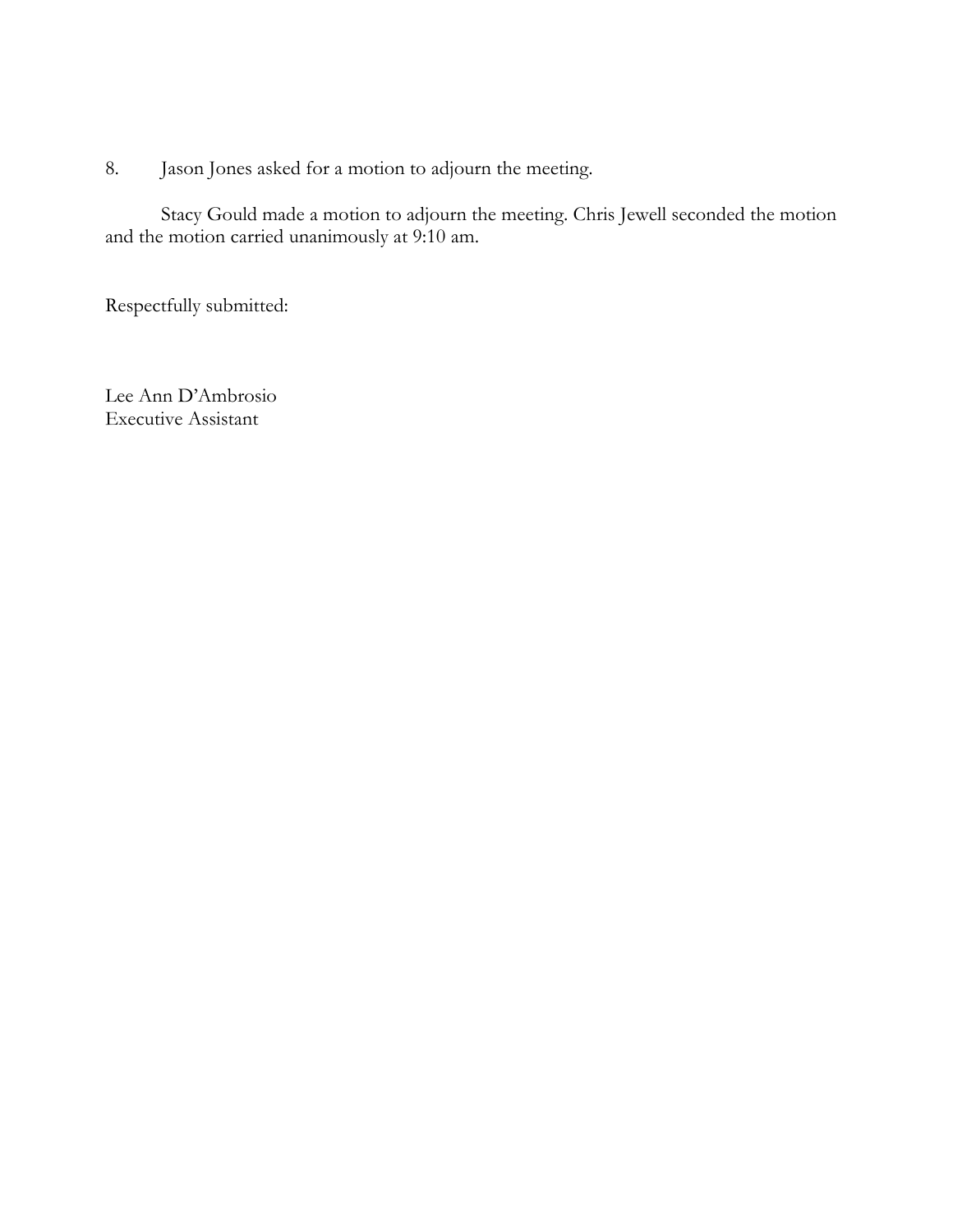8. Jason Jones asked for a motion to adjourn the meeting.

Stacy Gould made a motion to adjourn the meeting. Chris Jewell seconded the motion and the motion carried unanimously at 9:10 am.

Respectfully submitted:

Lee Ann D'Ambrosio
Executive Assistant